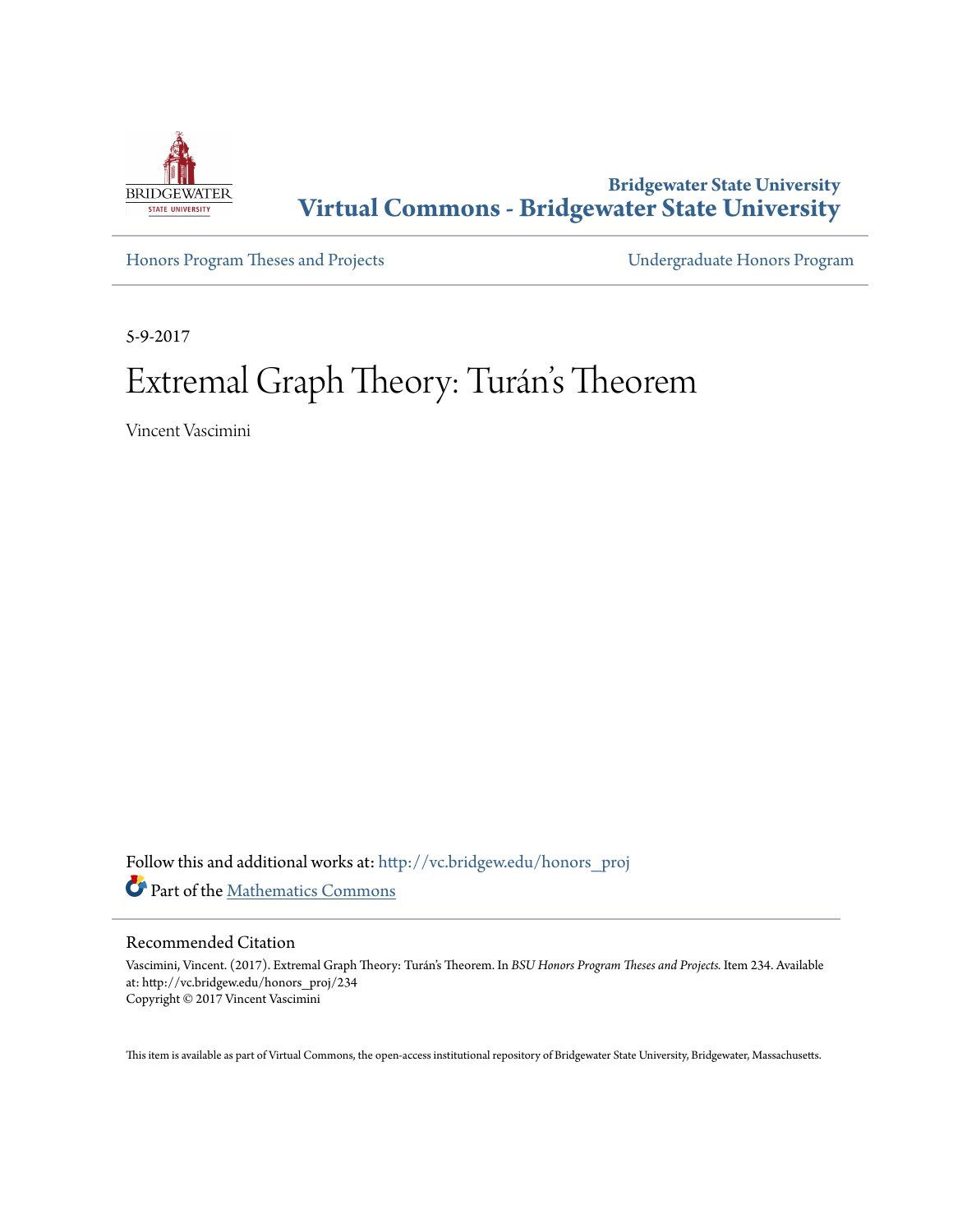Bridgewater State University

# Virtual Commons - Bridgewater State University

Honors Program Theses and Projects | Undergraduate Honors Program

5-9-2017

# Extremal Graph Theory: Turán's Theorem

Vincent Vascimini

Follow this and additional works at: http://vc.bridgew.edu/honors_proj

Part of the Mathematics Commons

## Recommended Citation

Vascimini, Vincent. (2017). Extremal Graph Theory: Turán's Theorem. In *BSU Honors Program Theses and Projects.* Item 234. Available at: http://vc.bridgew.edu/honors_proj/234
Copyright © 2017 Vincent Vascimini

This item is available as part of Virtual Commons, the open-access institutional repository of Bridgewater State University, Bridgewater, Massachusetts.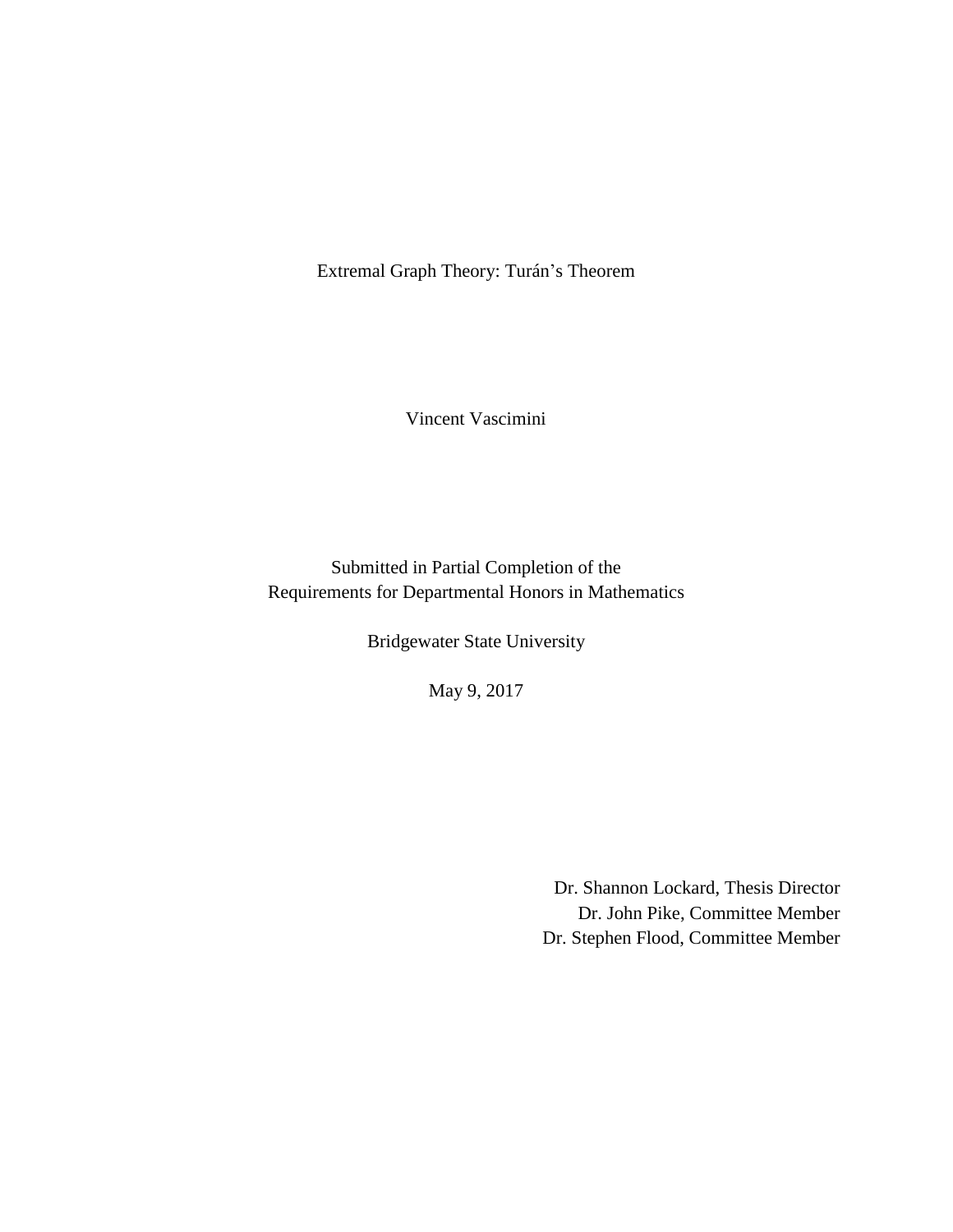# Extremal Graph Theory: Turán's Theorem

Vincent Vascimini

Submitted in Partial Completion of the
Requirements for Departmental Honors in Mathematics

Bridgewater State University

May 9, 2017

Dr. Shannon Lockard, Thesis Director
Dr. John Pike, Committee Member
Dr. Stephen Flood, Committee Member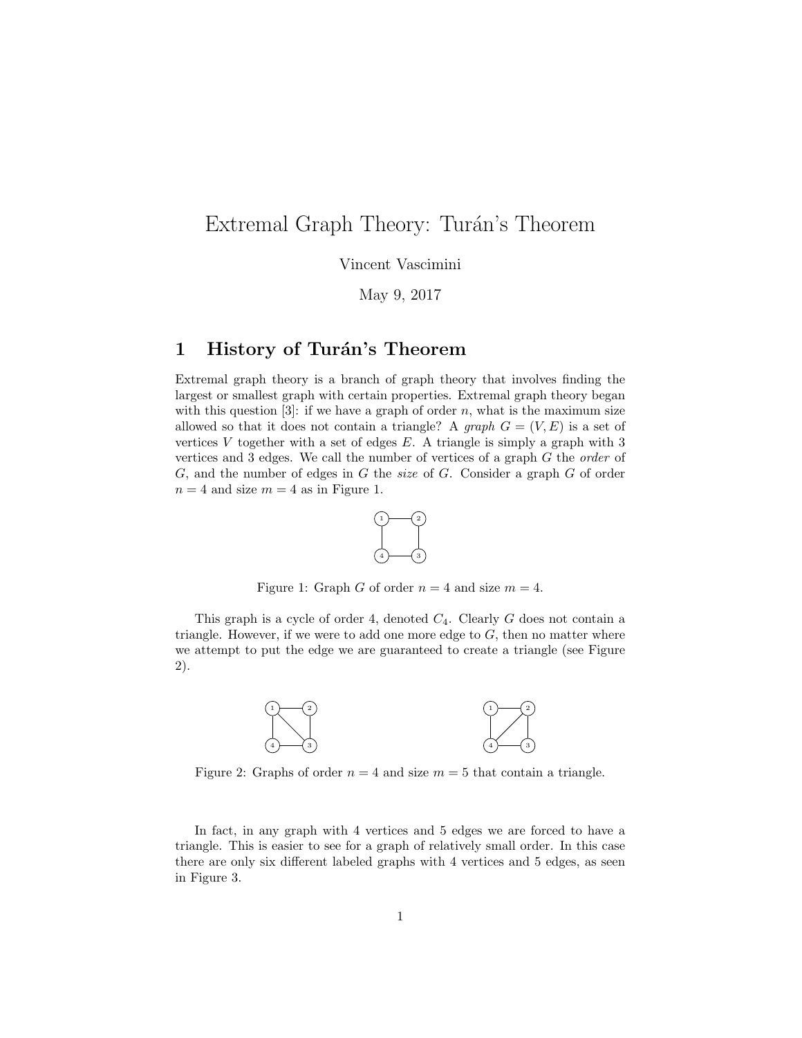# Extremal Graph Theory: Turán's Theorem

Vincent Vascimini

May 9, 2017

## 1 History of Turán's Theorem

Extremal graph theory is a branch of graph theory that involves finding the largest or smallest graph with certain properties. Extremal graph theory began with this question [3]: if we have a graph of order $n$, what is the maximum size allowed so that it does not contain a triangle? A *graph* $G = (V, E)$ is a set of vertices $V$ together with a set of edges $E$. A triangle is simply a graph with 3 vertices and 3 edges. We call the number of vertices of a graph $G$ the *order* of $G$, and the number of edges in $G$ the *size* of $G$. Consider a graph $G$ of order $n = 4$ and size $m = 4$ as in Figure 1.

Figure 1: Graph $G$ of order $n = 4$ and size $m = 4$.

This graph is a cycle of order 4, denoted $C_4$. Clearly $G$ does not contain a triangle. However, if we were to add one more edge to $G$, then no matter where we attempt to put the edge we are guaranteed to create a triangle (see Figure 2).

Figure 2: Graphs of order $n = 4$ and size $m = 5$ that contain a triangle.

In fact, in any graph with 4 vertices and 5 edges we are forced to have a triangle. This is easier to see for a graph of relatively small order. In this case there are only six different labeled graphs with 4 vertices and 5 edges, as seen in Figure 3.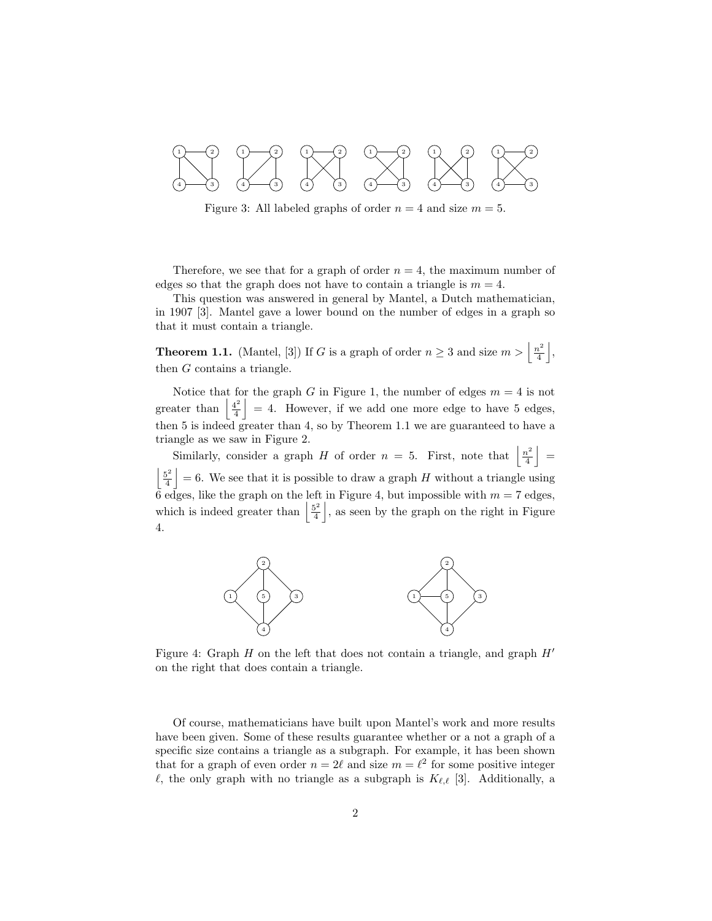Figure 3: All labeled graphs of order $n = 4$ and size $m = 5$.

Therefore, we see that for a graph of order $n = 4$, the maximum number of edges so that the graph does not have to contain a triangle is $m = 4$.

This question was answered in general by Mantel, a Dutch mathematician, in 1907 [3]. Mantel gave a lower bound on the number of edges in a graph so that it must contain a triangle.

**Theorem 1.1.** (Mantel, [3]) *If $G$ is a graph of order $n \geq 3$ and size $m > \left\lfloor \frac{n^2}{4} \right\rfloor$, then $G$ contains a triangle.*

Notice that for the graph $G$ in Figure 1, the number of edges $m = 4$ is not greater than $\left\lfloor \frac{4^2}{4} \right\rfloor = 4$. However, if we add one more edge to have 5 edges, then 5 is indeed greater than 4, so by Theorem 1.1 we are guaranteed to have a triangle as we saw in Figure 2.

Similarly, consider a graph $H$ of order $n = 5$. First, note that $\left\lfloor \frac{n^2}{4} \right\rfloor = \left\lfloor \frac{5^2}{4} \right\rfloor = 6$. We see that it is possible to draw a graph $H$ without a triangle using 6 edges, like the graph on the left in Figure 4, but impossible with $m = 7$ edges, which is indeed greater than $\left\lfloor \frac{5^2}{4} \right\rfloor$, as seen by the graph on the right in Figure 4.

Figure 4: Graph $H$ on the left that does not contain a triangle, and graph $H'$ on the right that does contain a triangle.

Of course, mathematicians have built upon Mantel's work and more results have been given. Some of these results guarantee whether or a not a graph of a specific size contains a triangle as a subgraph. For example, it has been shown that for a graph of even order $n = 2\ell$ and size $m = \ell^2$ for some positive integer $\ell$, the only graph with no triangle as a subgraph is $K_{\ell,\ell}$ [3]. Additionally, a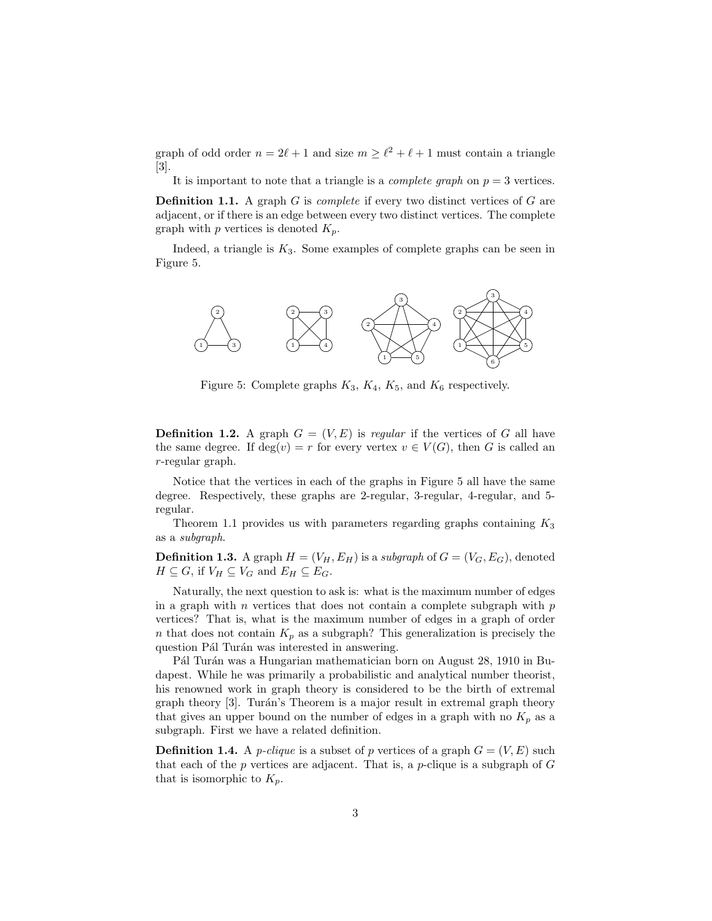graph of odd order $n = 2\ell + 1$ and size $m \geq \ell^2 + \ell + 1$ must contain a triangle [3].

It is important to note that a triangle is a *complete graph* on $p = 3$ vertices.

**Definition 1.1.** A graph $G$ is *complete* if every two distinct vertices of $G$ are adjacent, or if there is an edge between every two distinct vertices. The complete graph with $p$ vertices is denoted $K_p$.

Indeed, a triangle is $K_3$. Some examples of complete graphs can be seen in Figure 5.

Figure 5: Complete graphs $K_3$, $K_4$, $K_5$, and $K_6$ respectively.

**Definition 1.2.** A graph $G = (V, E)$ is *regular* if the vertices of $G$ all have the same degree. If $\deg(v) = r$ for every vertex $v \in V(G)$, then $G$ is called an $r$-regular graph.

Notice that the vertices in each of the graphs in Figure 5 all have the same degree. Respectively, these graphs are 2-regular, 3-regular, 4-regular, and 5-regular.

Theorem 1.1 provides us with parameters regarding graphs containing $K_3$ as a *subgraph*.

**Definition 1.3.** A graph $H = (V_H, E_H)$ is a *subgraph* of $G = (V_G, E_G)$, denoted $H \subseteq G$, if $V_H \subseteq V_G$ and $E_H \subseteq E_G$.

Naturally, the next question to ask is: what is the maximum number of edges in a graph with $n$ vertices that does not contain a complete subgraph with $p$ vertices? That is, what is the maximum number of edges in a graph of order $n$ that does not contain $K_p$ as a subgraph? This generalization is precisely the question Pál Turán was interested in answering.

Pál Turán was a Hungarian mathematician born on August 28, 1910 in Budapest. While he was primarily a probabilistic and analytical number theorist, his renowned work in graph theory is considered to be the birth of extremal graph theory [3]. Turán's Theorem is a major result in extremal graph theory that gives an upper bound on the number of edges in a graph with no $K_p$ as a subgraph. First we have a related definition.

**Definition 1.4.** A *p-clique* is a subset of $p$ vertices of a graph $G = (V, E)$ such that each of the $p$ vertices are adjacent. That is, a $p$-clique is a subgraph of $G$ that is isomorphic to $K_p$.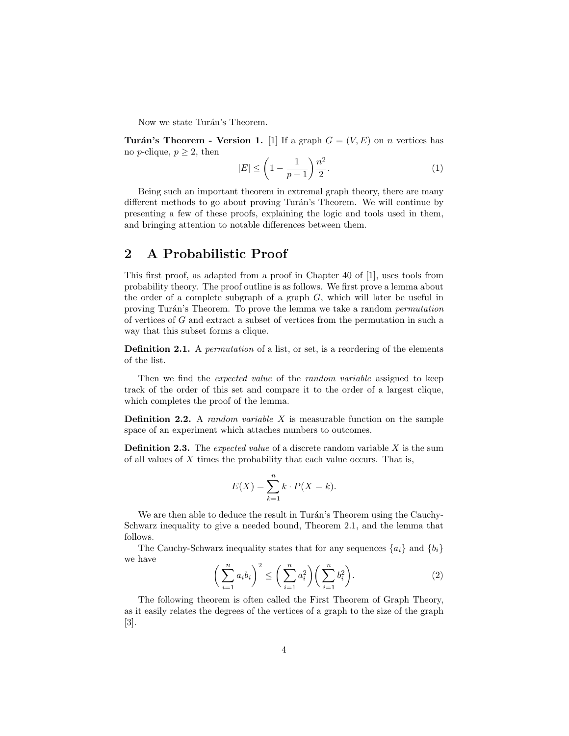Now we state Turán's Theorem.

**Turán's Theorem - Version 1.** [1] If a graph $G = (V, E)$ on $n$ vertices has no $p$-clique, $p \geq 2$, then

$$|E| \leq \left(1 - \frac{1}{p-1}\right)\frac{n^2}{2}. \tag{1}$$

Being such an important theorem in extremal graph theory, there are many different methods to go about proving Turán's Theorem. We will continue by presenting a few of these proofs, explaining the logic and tools used in them, and bringing attention to notable differences between them.

## 2 A Probabilistic Proof

This first proof, as adapted from a proof in Chapter 40 of [1], uses tools from probability theory. The proof outline is as follows. We first prove a lemma about the order of a complete subgraph of a graph $G$, which will later be useful in proving Turán's Theorem. To prove the lemma we take a random *permutation* of vertices of $G$ and extract a subset of vertices from the permutation in such a way that this subset forms a clique.

**Definition 2.1.** A *permutation* of a list, or set, is a reordering of the elements of the list.

Then we find the *expected value* of the *random variable* assigned to keep track of the order of this set and compare it to the order of a largest clique, which completes the proof of the lemma.

**Definition 2.2.** A *random variable* $X$ is measurable function on the sample space of an experiment which attaches numbers to outcomes.

**Definition 2.3.** The *expected value* of a discrete random variable $X$ is the sum of all values of $X$ times the probability that each value occurs. That is,

$$E(X) = \sum_{k=1}^{n} k \cdot P(X = k).$$

We are then able to deduce the result in Turán's Theorem using the Cauchy-Schwarz inequality to give a needed bound, Theorem 2.1, and the lemma that follows.

The Cauchy-Schwarz inequality states that for any sequences $\{a_i\}$ and $\{b_i\}$ we have

$$\left(\sum_{i=1}^{n} a_i b_i\right)^2 \leq \left(\sum_{i=1}^{n} a_i^2\right)\left(\sum_{i=1}^{n} b_i^2\right). \tag{2}$$

The following theorem is often called the First Theorem of Graph Theory, as it easily relates the degrees of the vertices of a graph to the size of the graph [3].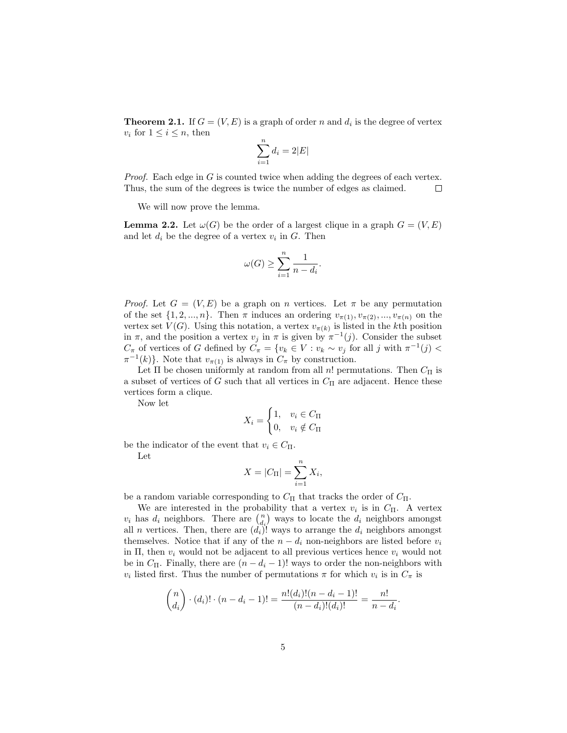**Theorem 2.1.** If $G = (V, E)$ is a graph of order $n$ and $d_i$ is the degree of vertex $v_i$ for $1 \leq i \leq n$, then

$$\sum_{i=1}^{n} d_i = 2|E|$$

*Proof.* Each edge in $G$ is counted twice when adding the degrees of each vertex. Thus, the sum of the degrees is twice the number of edges as claimed. $\square$

We will now prove the lemma.

**Lemma 2.2.** Let $\omega(G)$ be the order of a largest clique in a graph $G = (V, E)$ and let $d_i$ be the degree of a vertex $v_i$ in $G$. Then

$$\omega(G) \geq \sum_{i=1}^{n} \frac{1}{n - d_i}.$$

*Proof.* Let $G = (V, E)$ be a graph on $n$ vertices. Let $\pi$ be any permutation of the set $\{1, 2, ..., n\}$. Then $\pi$ induces an ordering $v_{\pi(1)}, v_{\pi(2)}, ..., v_{\pi(n)}$ on the vertex set $V(G)$. Using this notation, a vertex $v_{\pi(k)}$ is listed in the $k$th position in $\pi$, and the position a vertex $v_j$ in $\pi$ is given by $\pi^{-1}(j)$. Consider the subset $C_\pi$ of vertices of $G$ defined by $C_\pi = \{v_k \in V : v_k \sim v_j \text{ for all } j \text{ with } \pi^{-1}(j) < \pi^{-1}(k)\}$. Note that $v_{\pi(1)}$ is always in $C_\pi$ by construction.

Let $\Pi$ be chosen uniformly at random from all $n!$ permutations. Then $C_\Pi$ is a subset of vertices of $G$ such that all vertices in $C_\Pi$ are adjacent. Hence these vertices form a clique.

Now let

$$X_i = \begin{cases} 1, & v_i \in C_\Pi \\ 0, & v_i \notin C_\Pi \end{cases}$$

be the indicator of the event that $v_i \in C_\Pi$.

Let

$$X = |C_\Pi| = \sum_{i=1}^{n} X_i,$$

be a random variable corresponding to $C_\Pi$ that tracks the order of $C_\Pi$.

We are interested in the probability that a vertex $v_i$ is in $C_\Pi$. A vertex $v_i$ has $d_i$ neighbors. There are $\binom{n}{d_i}$ ways to locate the $d_i$ neighbors amongst all $n$ vertices. Then, there are $(d_i)!$ ways to arrange the $d_i$ neighbors amongst themselves. Notice that if any of the $n - d_i$ non-neighbors are listed before $v_i$ in $\Pi$, then $v_i$ would not be adjacent to all previous vertices hence $v_i$ would not be in $C_\Pi$. Finally, there are $(n - d_i - 1)!$ ways to order the non-neighbors with $v_i$ listed first. Thus the number of permutations $\pi$ for which $v_i$ is in $C_\pi$ is

$$\binom{n}{d_i} \cdot (d_i)! \cdot (n - d_i - 1)! = \frac{n!(d_i)!(n - d_i - 1)!}{(n - d_i)!(d_i)!} = \frac{n!}{n - d_i}.$$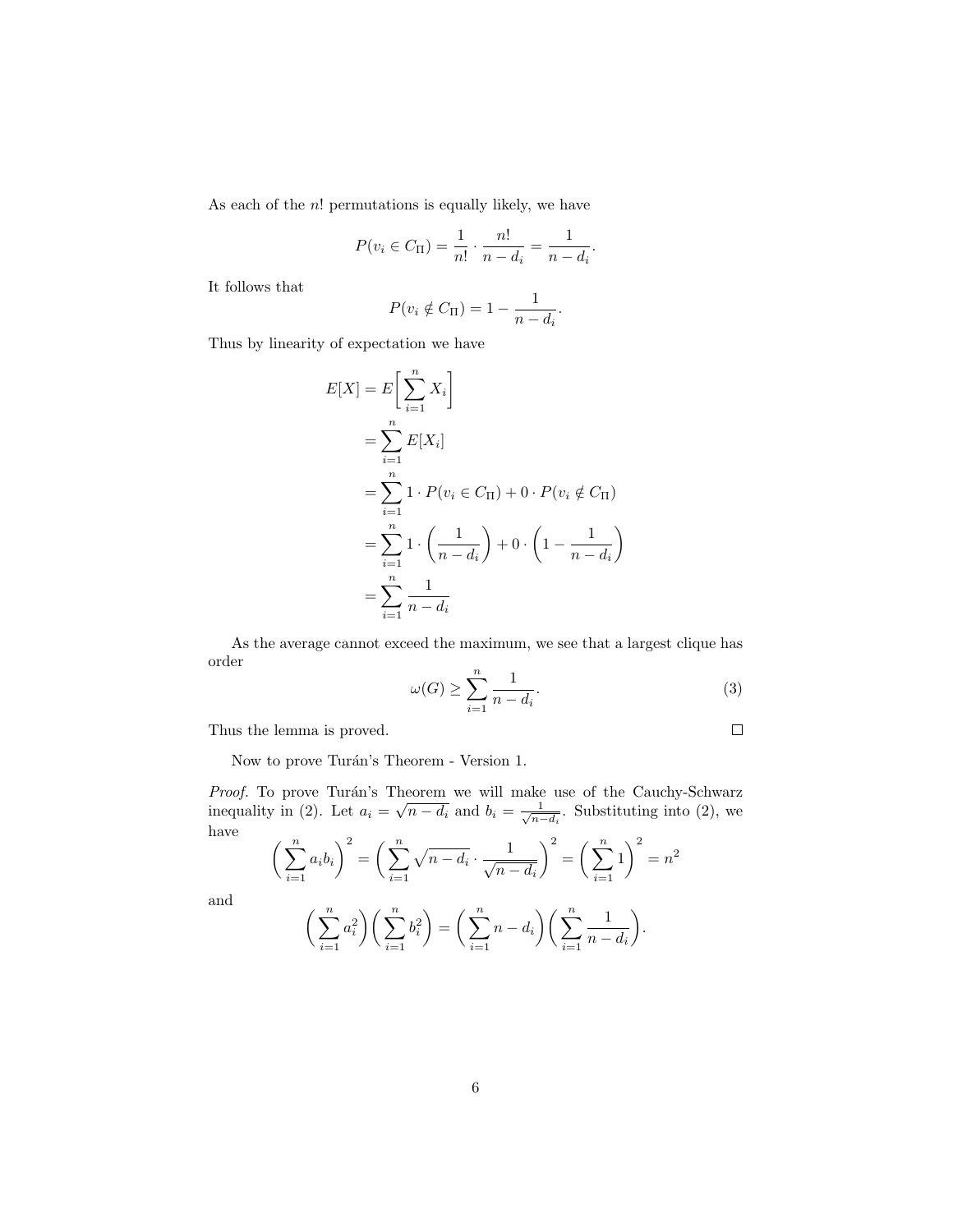As each of the $n!$ permutations is equally likely, we have

$$P(v_i \in C_\Pi) = \frac{1}{n!} \cdot \frac{n!}{n-d_i} = \frac{1}{n-d_i}.$$

It follows that

$$P(v_i \notin C_\Pi) = 1 - \frac{1}{n-d_i}.$$

Thus by linearity of expectation we have

$$\begin{aligned}
E[X] &= E\bigg[\sum_{i=1}^{n} X_i\bigg] \\
&= \sum_{i=1}^{n} E[X_i] \\
&= \sum_{i=1}^{n} 1 \cdot P(v_i \in C_\Pi) + 0 \cdot P(v_i \notin C_\Pi) \\
&= \sum_{i=1}^{n} 1 \cdot \left(\frac{1}{n-d_i}\right) + 0 \cdot \left(1 - \frac{1}{n-d_i}\right) \\
&= \sum_{i=1}^{n} \frac{1}{n-d_i}
\end{aligned}$$

As the average cannot exceed the maximum, we see that a largest clique has order

$$\omega(G) \geq \sum_{i=1}^{n} \frac{1}{n-d_i}. \tag{3}$$

Thus the lemma is proved. □

Now to prove Turán's Theorem - Version 1.

*Proof.* To prove Turán's Theorem we will make use of the Cauchy-Schwarz inequality in (2). Let $a_i = \sqrt{n-d_i}$ and $b_i = \frac{1}{\sqrt{n-d_i}}$. Substituting into (2), we have

$$\bigg(\sum_{i=1}^{n} a_i b_i\bigg)^2 = \bigg(\sum_{i=1}^{n} \sqrt{n-d_i} \cdot \frac{1}{\sqrt{n-d_i}}\bigg)^2 = \bigg(\sum_{i=1}^{n} 1\bigg)^2 = n^2$$

and

$$\bigg(\sum_{i=1}^{n} a_i^2\bigg)\bigg(\sum_{i=1}^{n} b_i^2\bigg) = \bigg(\sum_{i=1}^{n} n - d_i\bigg)\bigg(\sum_{i=1}^{n} \frac{1}{n-d_i}\bigg).$$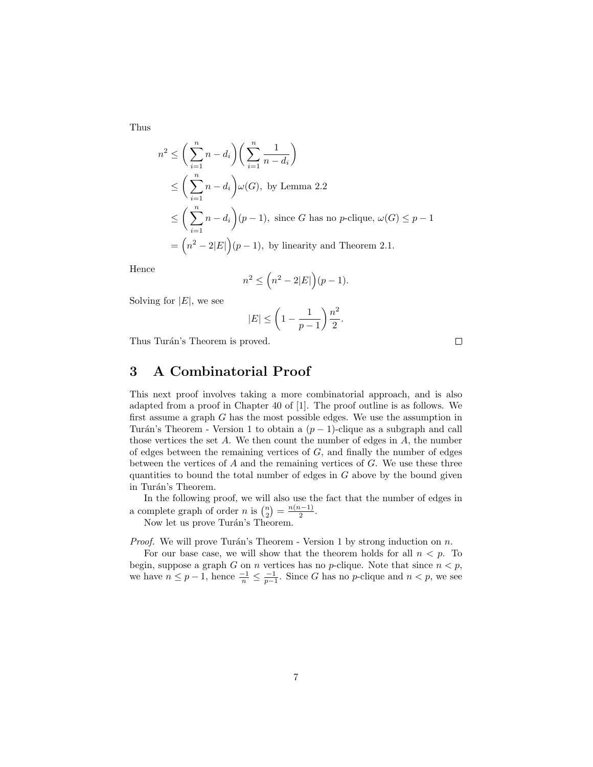Thus

$$
\begin{aligned}
n^2 &\leq \bigg(\sum_{i=1}^{n} n - d_i\bigg)\bigg(\sum_{i=1}^{n} \frac{1}{n - d_i}\bigg) \\
&\leq \bigg(\sum_{i=1}^{n} n - d_i\bigg)\omega(G), \text{ by Lemma 2.2} \\
&\leq \bigg(\sum_{i=1}^{n} n - d_i\bigg)(p-1), \text{ since } G \text{ has no } p\text{-clique, } \omega(G) \leq p - 1 \\
&= \Big(n^2 - 2|E|\Big)(p-1), \text{ by linearity and Theorem 2.1.}
\end{aligned}
$$

Hence

$$n^2 \leq \Big(n^2 - 2|E|\Big)(p-1).$$

Solving for $|E|$, we see

$$|E| \leq \left(1 - \frac{1}{p-1}\right)\frac{n^2}{2}.$$

Thus Turán's Theorem is proved. □

## 3 A Combinatorial Proof

This next proof involves taking a more combinatorial approach, and is also adapted from a proof in Chapter 40 of [1]. The proof outline is as follows. We first assume a graph $G$ has the most possible edges. We use the assumption in Turán's Theorem - Version 1 to obtain a $(p-1)$-clique as a subgraph and call those vertices the set $A$. We then count the number of edges in $A$, the number of edges between the remaining vertices of $G$, and finally the number of edges between the vertices of $A$ and the remaining vertices of $G$. We use these three quantities to bound the total number of edges in $G$ above by the bound given in Turán's Theorem.

In the following proof, we will also use the fact that the number of edges in a complete graph of order $n$ is $\binom{n}{2} = \frac{n(n-1)}{2}$.

Now let us prove Turán's Theorem.

*Proof.* We will prove Turán's Theorem - Version 1 by strong induction on $n$.

For our base case, we will show that the theorem holds for all $n < p$. To begin, suppose a graph $G$ on $n$ vertices has no $p$-clique. Note that since $n < p$, we have $n \leq p - 1$, hence $\frac{-1}{n} \leq \frac{-1}{p-1}$. Since $G$ has no $p$-clique and $n < p$, we see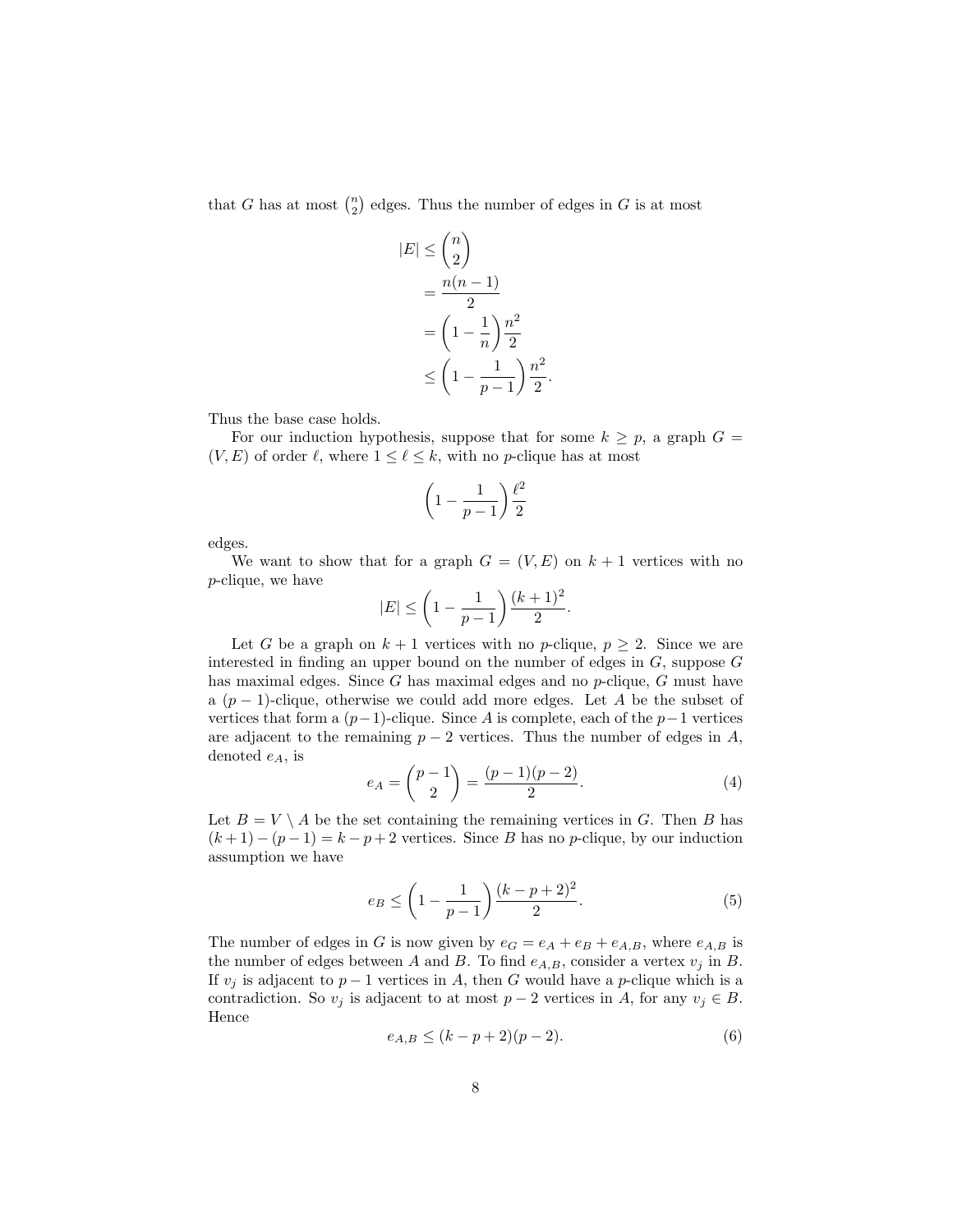that $G$ has at most $\binom{n}{2}$ edges. Thus the number of edges in $G$ is at most

$$
\begin{aligned}
|E| &\leq \binom{n}{2} \\
&= \frac{n(n-1)}{2} \\
&= \left(1 - \frac{1}{n}\right)\frac{n^2}{2} \\
&\leq \left(1 - \frac{1}{p-1}\right)\frac{n^2}{2}.
\end{aligned}
$$

Thus the base case holds.

For our induction hypothesis, suppose that for some $k \geq p$, a graph $G = (V, E)$ of order $\ell$, where $1 \leq \ell \leq k$, with no $p$-clique has at most

$$\left(1 - \frac{1}{p-1}\right)\frac{\ell^2}{2}$$

edges.

We want to show that for a graph $G = (V, E)$ on $k+1$ vertices with no $p$-clique, we have

$$|E| \leq \left(1 - \frac{1}{p-1}\right)\frac{(k+1)^2}{2}.$$

Let $G$ be a graph on $k+1$ vertices with no $p$-clique, $p \geq 2$. Since we are interested in finding an upper bound on the number of edges in $G$, suppose $G$ has maximal edges. Since $G$ has maximal edges and no $p$-clique, $G$ must have a $(p-1)$-clique, otherwise we could add more edges. Let $A$ be the subset of vertices that form a $(p-1)$-clique. Since $A$ is complete, each of the $p-1$ vertices are adjacent to the remaining $p-2$ vertices. Thus the number of edges in $A$, denoted $e_A$, is

$$e_A = \binom{p-1}{2} = \frac{(p-1)(p-2)}{2}. \tag{4}$$

Let $B = V \setminus A$ be the set containing the remaining vertices in $G$. Then $B$ has $(k+1) - (p-1) = k - p + 2$ vertices. Since $B$ has no $p$-clique, by our induction assumption we have

$$e_B \leq \left(1 - \frac{1}{p-1}\right)\frac{(k-p+2)^2}{2}. \tag{5}$$

The number of edges in $G$ is now given by $e_G = e_A + e_B + e_{A,B}$, where $e_{A,B}$ is the number of edges between $A$ and $B$. To find $e_{A,B}$, consider a vertex $v_j$ in $B$. If $v_j$ is adjacent to $p-1$ vertices in $A$, then $G$ would have a $p$-clique which is a contradiction. So $v_j$ is adjacent to at most $p-2$ vertices in $A$, for any $v_j \in B$. Hence

$$e_{A,B} \leq (k-p+2)(p-2). \tag{6}$$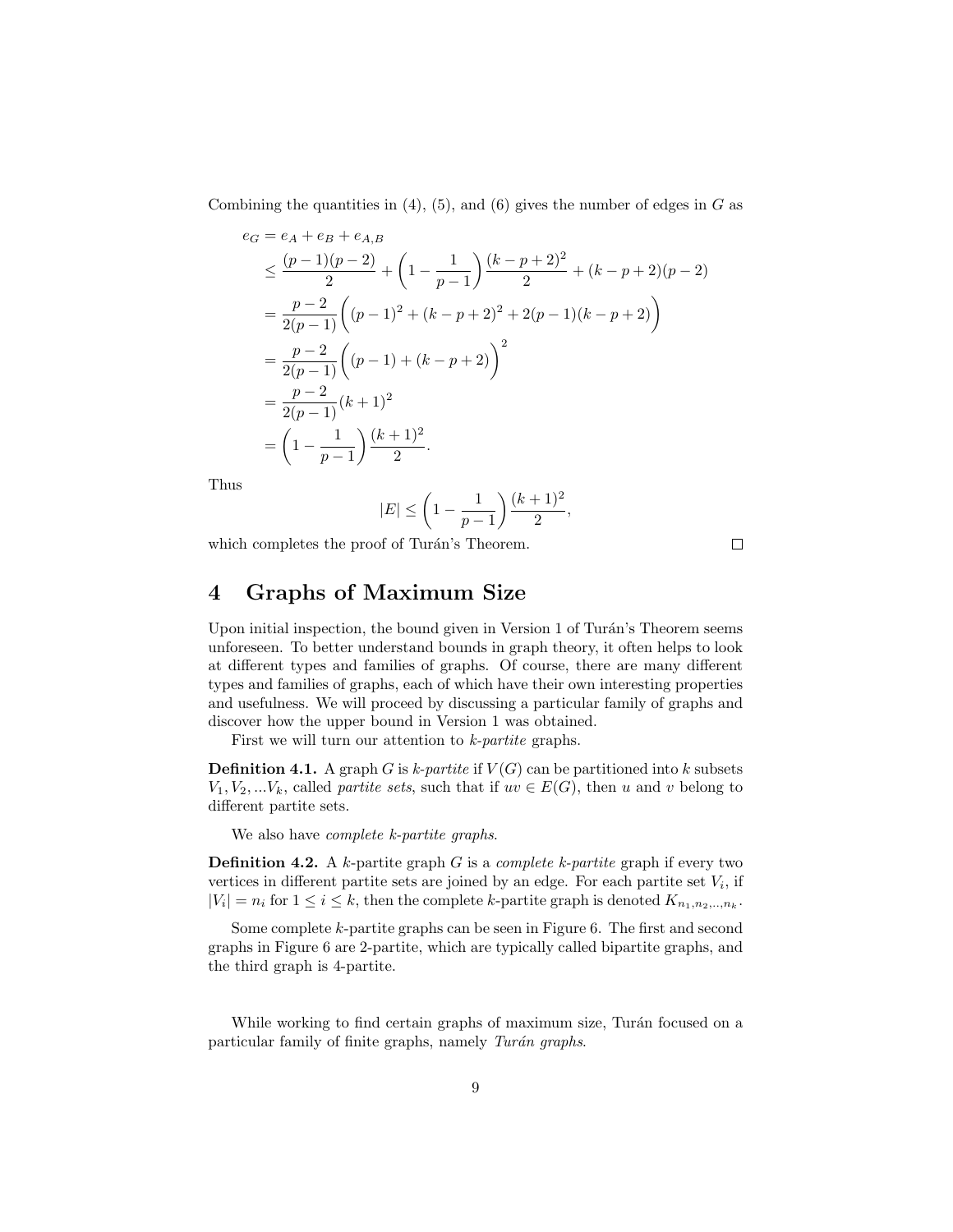Combining the quantities in (4), (5), and (6) gives the number of edges in $G$ as

$$
\begin{aligned}
e_G &= e_A + e_B + e_{A,B} \\
&\leq \frac{(p-1)(p-2)}{2} + \left(1 - \frac{1}{p-1}\right)\frac{(k-p+2)^2}{2} + (k-p+2)(p-2) \\
&= \frac{p-2}{2(p-1)}\bigg((p-1)^2 + (k-p+2)^2 + 2(p-1)(k-p+2)\bigg) \\
&= \frac{p-2}{2(p-1)}\bigg((p-1) + (k-p+2)\bigg)^2 \\
&= \frac{p-2}{2(p-1)}(k+1)^2 \\
&= \left(1 - \frac{1}{p-1}\right)\frac{(k+1)^2}{2}.
\end{aligned}
$$

Thus

$$
|E| \leq \left(1 - \frac{1}{p-1}\right)\frac{(k+1)^2}{2},
$$

which completes the proof of Turán's Theorem. □

# 4 Graphs of Maximum Size

Upon initial inspection, the bound given in Version 1 of Turán's Theorem seems unforeseen. To better understand bounds in graph theory, it often helps to look at different types and families of graphs. Of course, there are many different types and families of graphs, each of which have their own interesting properties and usefulness. We will proceed by discussing a particular family of graphs and discover how the upper bound in Version 1 was obtained.

First we will turn our attention to *k-partite* graphs.

**Definition 4.1.** A graph $G$ is *k-partite* if $V(G)$ can be partitioned into $k$ subsets $V_1, V_2, ...V_k$, called *partite sets*, such that if $uv \in E(G)$, then $u$ and $v$ belong to different partite sets.

We also have *complete k-partite graphs*.

**Definition 4.2.** A $k$-partite graph $G$ is a *complete k-partite* graph if every two vertices in different partite sets are joined by an edge. For each partite set $V_i$, if $|V_i| = n_i$ for $1 \leq i \leq k$, then the complete $k$-partite graph is denoted $K_{n_1,n_2,..,n_k}$.

Some complete $k$-partite graphs can be seen in Figure 6. The first and second graphs in Figure 6 are 2-partite, which are typically called bipartite graphs, and the third graph is 4-partite.

While working to find certain graphs of maximum size, Turán focused on a particular family of finite graphs, namely *Turán graphs*.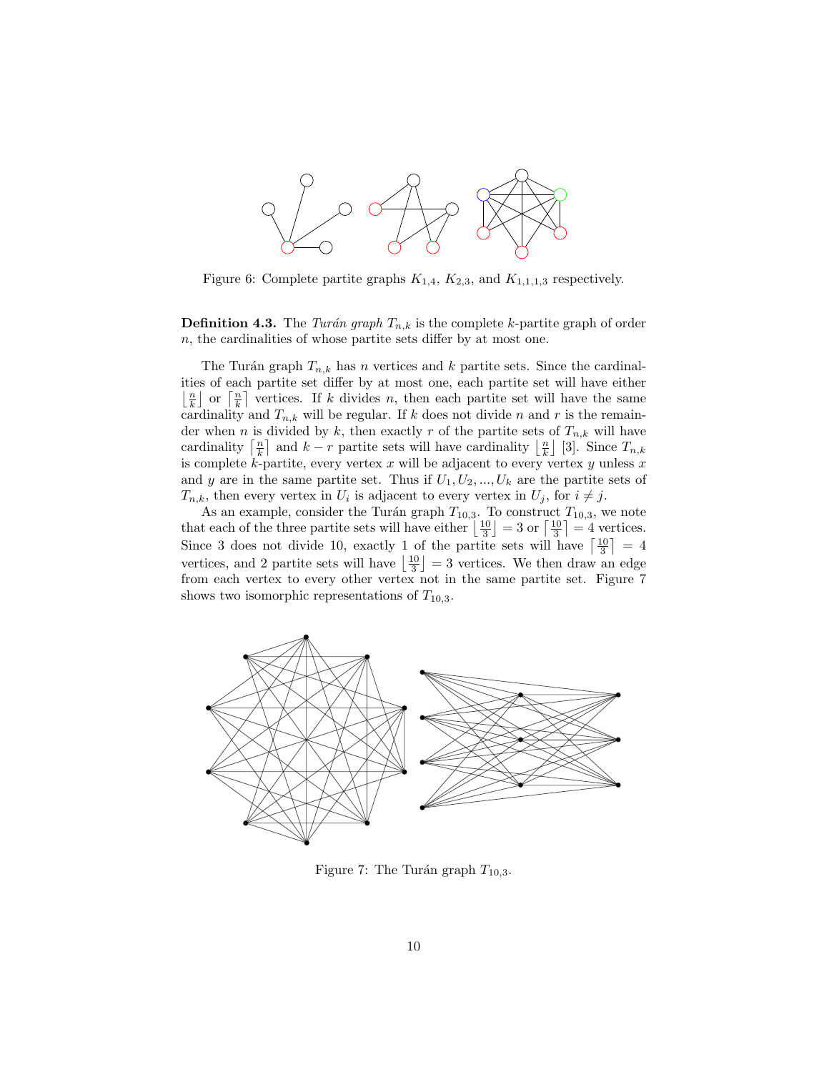Figure 6: Complete partite graphs $K_{1,4}$, $K_{2,3}$, and $K_{1,1,1,3}$ respectively.

**Definition 4.3.** The *Turán graph* $T_{n,k}$ is the complete $k$-partite graph of order $n$, the cardinalities of whose partite sets differ by at most one.

The Turán graph $T_{n,k}$ has $n$ vertices and $k$ partite sets. Since the cardinalities of each partite set differ by at most one, each partite set will have either $\lfloor \frac{n}{k} \rfloor$ or $\lceil \frac{n}{k} \rceil$ vertices. If $k$ divides $n$, then each partite set will have the same cardinality and $T_{n,k}$ will be regular. If $k$ does not divide $n$ and $r$ is the remainder when $n$ is divided by $k$, then exactly $r$ of the partite sets of $T_{n,k}$ will have cardinality $\lceil \frac{n}{k} \rceil$ and $k - r$ partite sets will have cardinality $\lfloor \frac{n}{k} \rfloor$ [3]. Since $T_{n,k}$ is complete $k$-partite, every vertex $x$ will be adjacent to every vertex $y$ unless $x$ and $y$ are in the same partite set. Thus if $U_1, U_2, ..., U_k$ are the partite sets of $T_{n,k}$, then every vertex in $U_i$ is adjacent to every vertex in $U_j$, for $i \neq j$.

As an example, consider the Turán graph $T_{10,3}$. To construct $T_{10,3}$, we note that each of the three partite sets will have either $\lfloor \frac{10}{3} \rfloor = 3$ or $\lceil \frac{10}{3} \rceil = 4$ vertices. Since 3 does not divide 10, exactly 1 of the partite sets will have $\lceil \frac{10}{3} \rceil = 4$ vertices, and 2 partite sets will have $\lfloor \frac{10}{3} \rfloor = 3$ vertices. We then draw an edge from each vertex to every other vertex not in the same partite set. Figure 7 shows two isomorphic representations of $T_{10,3}$.

Figure 7: The Turán graph $T_{10,3}$.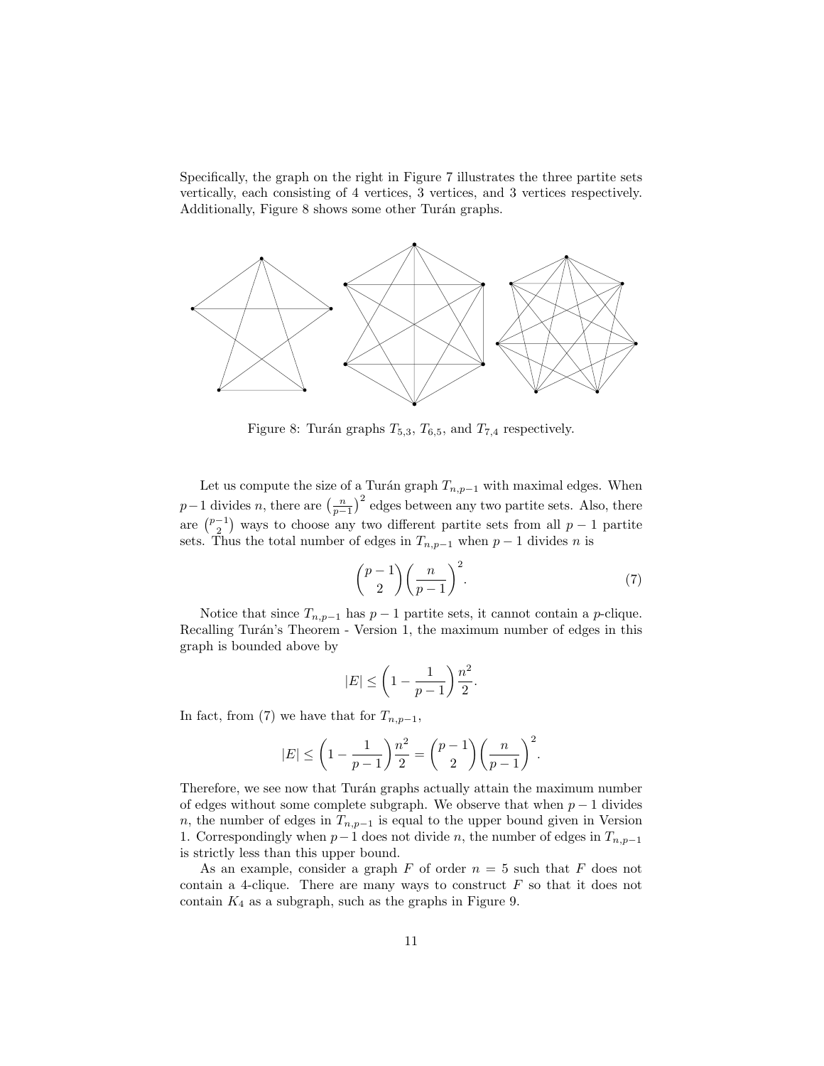Specifically, the graph on the right in Figure 7 illustrates the three partite sets vertically, each consisting of 4 vertices, 3 vertices, and 3 vertices respectively. Additionally, Figure 8 shows some other Turán graphs.

Figure 8: Turán graphs $T_{5,3}$, $T_{6,5}$, and $T_{7,4}$ respectively.

Let us compute the size of a Turán graph $T_{n,p-1}$ with maximal edges. When $p-1$ divides $n$, there are $\left(\frac{n}{p-1}\right)^2$ edges between any two partite sets. Also, there are $\binom{p-1}{2}$ ways to choose any two different partite sets from all $p-1$ partite sets. Thus the total number of edges in $T_{n,p-1}$ when $p-1$ divides $n$ is

$$\binom{p-1}{2}\left(\frac{n}{p-1}\right)^2. \tag{7}$$

Notice that since $T_{n,p-1}$ has $p-1$ partite sets, it cannot contain a $p$-clique. Recalling Turán's Theorem - Version 1, the maximum number of edges in this graph is bounded above by

$$|E| \leq \left(1 - \frac{1}{p-1}\right)\frac{n^2}{2}.$$

In fact, from (7) we have that for $T_{n,p-1}$,

$$|E| \leq \left(1 - \frac{1}{p-1}\right)\frac{n^2}{2} = \binom{p-1}{2}\left(\frac{n}{p-1}\right)^2.$$

Therefore, we see now that Turán graphs actually attain the maximum number of edges without some complete subgraph. We observe that when $p-1$ divides $n$, the number of edges in $T_{n,p-1}$ is equal to the upper bound given in Version 1. Correspondingly when $p-1$ does not divide $n$, the number of edges in $T_{n,p-1}$ is strictly less than this upper bound.

As an example, consider a graph $F$ of order $n = 5$ such that $F$ does not contain a 4-clique. There are many ways to construct $F$ so that it does not contain $K_4$ as a subgraph, such as the graphs in Figure 9.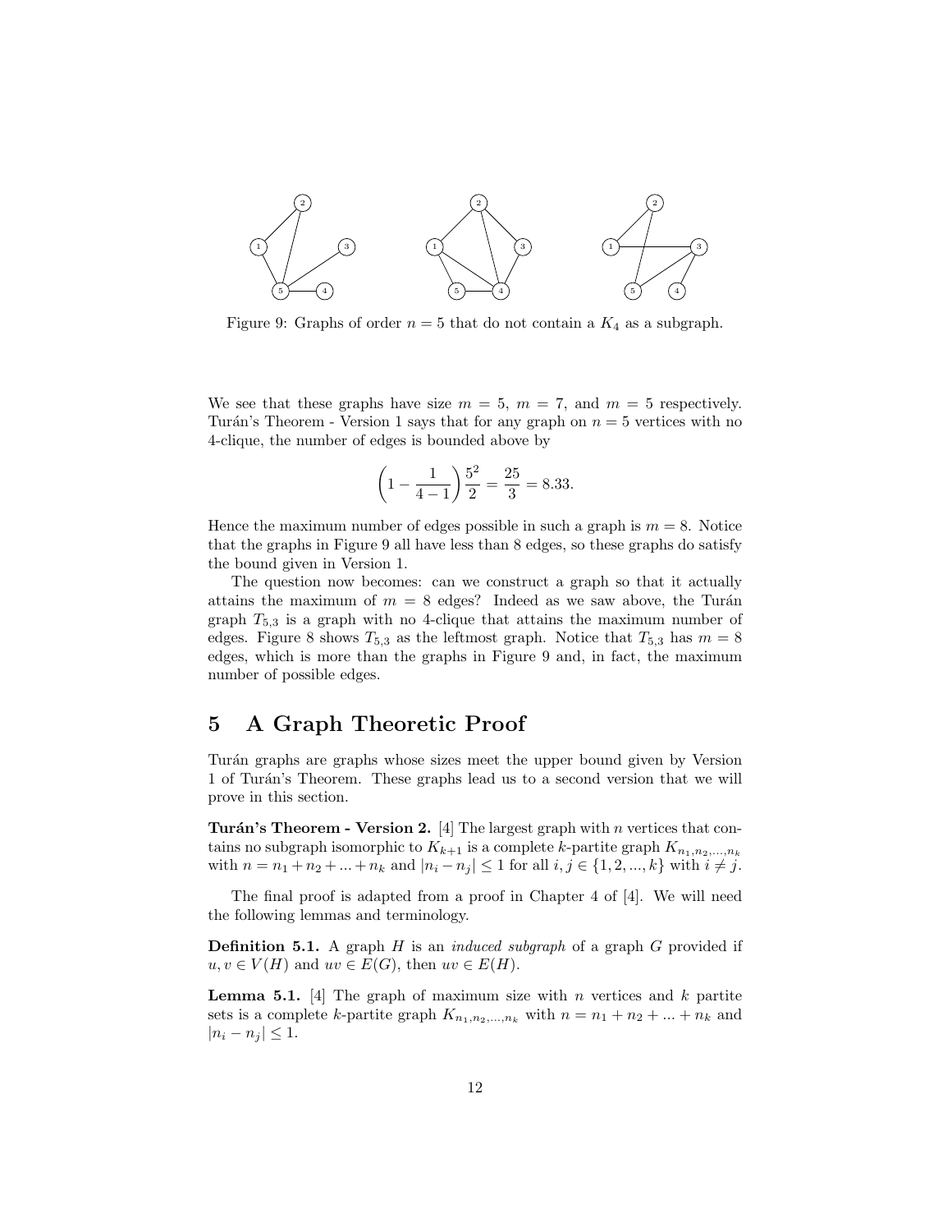Figure 9: Graphs of order $n = 5$ that do not contain a $K_4$ as a subgraph.

We see that these graphs have size $m = 5$, $m = 7$, and $m = 5$ respectively. Turán's Theorem - Version 1 says that for any graph on $n = 5$ vertices with no 4-clique, the number of edges is bounded above by

$$\left(1 - \frac{1}{4-1}\right)\frac{5^2}{2} = \frac{25}{3} = 8.33.$$

Hence the maximum number of edges possible in such a graph is $m = 8$. Notice that the graphs in Figure 9 all have less than 8 edges, so these graphs do satisfy the bound given in Version 1.

The question now becomes: can we construct a graph so that it actually attains the maximum of $m = 8$ edges? Indeed as we saw above, the Turán graph $T_{5,3}$ is a graph with no 4-clique that attains the maximum number of edges. Figure 8 shows $T_{5,3}$ as the leftmost graph. Notice that $T_{5,3}$ has $m = 8$ edges, which is more than the graphs in Figure 9 and, in fact, the maximum number of possible edges.

## 5 A Graph Theoretic Proof

Turán graphs are graphs whose sizes meet the upper bound given by Version 1 of Turán's Theorem. These graphs lead us to a second version that we will prove in this section.

**Turán's Theorem - Version 2.** [4] The largest graph with $n$ vertices that contains no subgraph isomorphic to $K_{k+1}$ is a complete $k$-partite graph $K_{n_1,n_2,...,n_k}$ with $n = n_1 + n_2 + ... + n_k$ and $|n_i - n_j| \leq 1$ for all $i, j \in \{1, 2, ..., k\}$ with $i \neq j$.

The final proof is adapted from a proof in Chapter 4 of [4]. We will need the following lemmas and terminology.

**Definition 5.1.** A graph $H$ is an *induced subgraph* of a graph $G$ provided if $u, v \in V(H)$ and $uv \in E(G)$, then $uv \in E(H)$.

**Lemma 5.1.** [4] The graph of maximum size with $n$ vertices and $k$ partite sets is a complete $k$-partite graph $K_{n_1,n_2,...,n_k}$ with $n = n_1 + n_2 + ... + n_k$ and $|n_i - n_j| \leq 1$.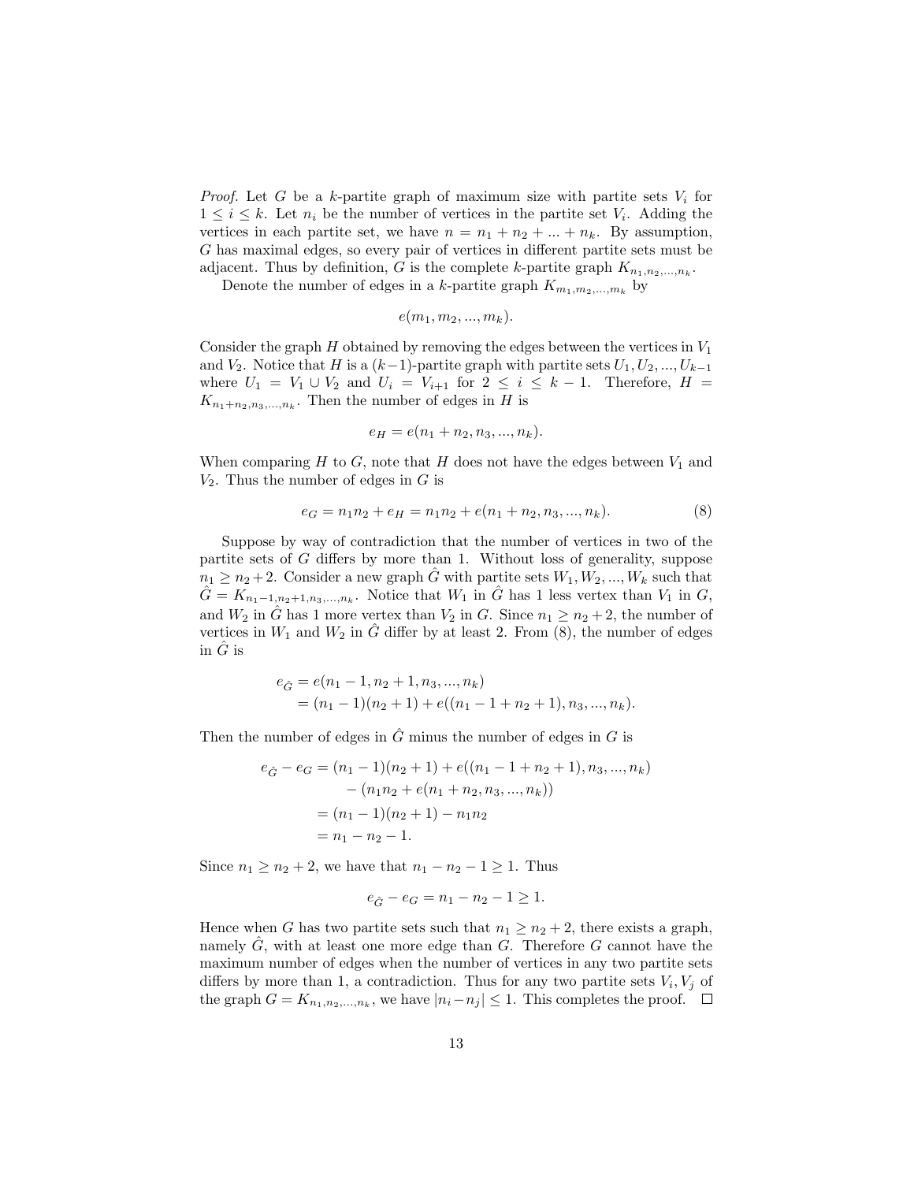*Proof.* Let $G$ be a $k$-partite graph of maximum size with partite sets $V_i$ for $1 \leq i \leq k$. Let $n_i$ be the number of vertices in the partite set $V_i$. Adding the vertices in each partite set, we have $n = n_1 + n_2 + ... + n_k$. By assumption, $G$ has maximal edges, so every pair of vertices in different partite sets must be adjacent. Thus by definition, $G$ is the complete $k$-partite graph $K_{n_1,n_2,...,n_k}$.

Denote the number of edges in a $k$-partite graph $K_{m_1,m_2,...,m_k}$ by

$$e(m_1, m_2, ..., m_k).$$

Consider the graph $H$ obtained by removing the edges between the vertices in $V_1$ and $V_2$. Notice that $H$ is a $(k-1)$-partite graph with partite sets $U_1, U_2, ..., U_{k-1}$ where $U_1 = V_1 \cup V_2$ and $U_i = V_{i+1}$ for $2 \leq i \leq k-1$. Therefore, $H = K_{n_1+n_2,n_3,...,n_k}$. Then the number of edges in $H$ is

$$e_H = e(n_1 + n_2, n_3, ..., n_k).$$

When comparing $H$ to $G$, note that $H$ does not have the edges between $V_1$ and $V_2$. Thus the number of edges in $G$ is

$$e_G = n_1 n_2 + e_H = n_1 n_2 + e(n_1 + n_2, n_3, ..., n_k). \tag{8}$$

Suppose by way of contradiction that the number of vertices in two of the partite sets of $G$ differs by more than 1. Without loss of generality, suppose $n_1 \geq n_2 + 2$. Consider a new graph $\hat{G}$ with partite sets $W_1, W_2, ..., W_k$ such that $\hat{G} = K_{n_1-1,n_2+1,n_3,...,n_k}$. Notice that $W_1$ in $\hat{G}$ has 1 less vertex than $V_1$ in $G$, and $W_2$ in $\hat{G}$ has 1 more vertex than $V_2$ in $G$. Since $n_1 \geq n_2 + 2$, the number of vertices in $W_1$ and $W_2$ in $\hat{G}$ differ by at least 2. From (8), the number of edges in $\hat{G}$ is

$$\begin{aligned}
e_{\hat{G}} &= e(n_1 - 1, n_2 + 1, n_3, ..., n_k) \\
&= (n_1 - 1)(n_2 + 1) + e((n_1 - 1 + n_2 + 1), n_3, ..., n_k).
\end{aligned}$$

Then the number of edges in $\hat{G}$ minus the number of edges in $G$ is

$$\begin{aligned}
e_{\hat{G}} - e_G &= (n_1 - 1)(n_2 + 1) + e((n_1 - 1 + n_2 + 1), n_3, ..., n_k) \\
&\quad - (n_1 n_2 + e(n_1 + n_2, n_3, ..., n_k)) \\
&= (n_1 - 1)(n_2 + 1) - n_1 n_2 \\
&= n_1 - n_2 - 1.
\end{aligned}$$

Since $n_1 \geq n_2 + 2$, we have that $n_1 - n_2 - 1 \geq 1$. Thus

$$e_{\hat{G}} - e_G = n_1 - n_2 - 1 \geq 1.$$

Hence when $G$ has two partite sets such that $n_1 \geq n_2 + 2$, there exists a graph, namely $\hat{G}$, with at least one more edge than $G$. Therefore $G$ cannot have the maximum number of edges when the number of vertices in any two partite sets differs by more than 1, a contradiction. Thus for any two partite sets $V_i, V_j$ of the graph $G = K_{n_1,n_2,...,n_k}$, we have $|n_i - n_j| \leq 1$. This completes the proof. $\square$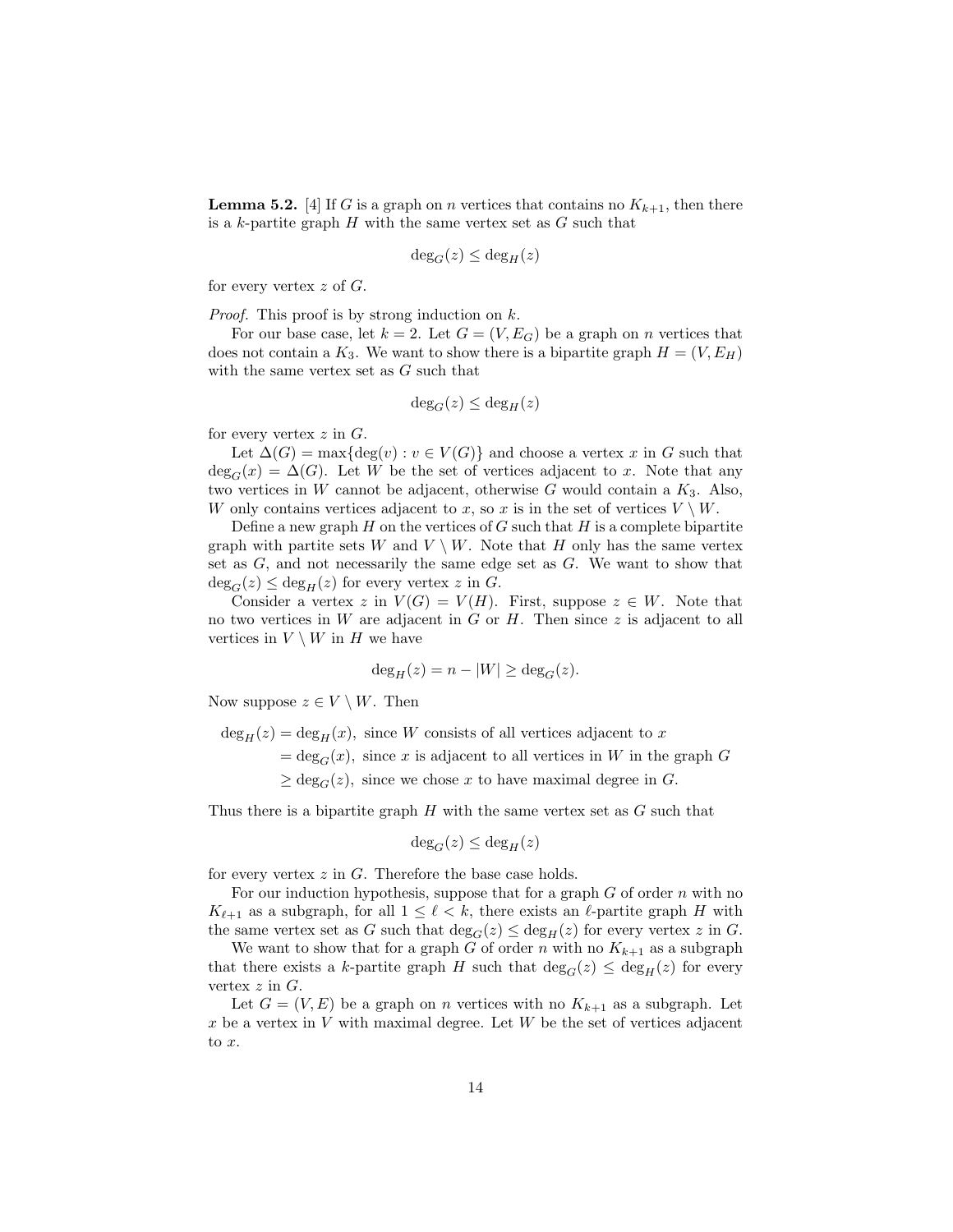**Lemma 5.2.** [4] If $G$ is a graph on $n$ vertices that contains no $K_{k+1}$, then there is a $k$-partite graph $H$ with the same vertex set as $G$ such that

$$\deg_G(z) \leq \deg_H(z)$$

for every vertex $z$ of $G$.

*Proof.* This proof is by strong induction on $k$.

For our base case, let $k = 2$. Let $G = (V, E_G)$ be a graph on $n$ vertices that does not contain a $K_3$. We want to show there is a bipartite graph $H = (V, E_H)$ with the same vertex set as $G$ such that

$$\deg_G(z) \leq \deg_H(z)$$

for every vertex $z$ in $G$.

Let $\Delta(G) = \max\{\deg(v) : v \in V(G)\}$ and choose a vertex $x$ in $G$ such that $\deg_G(x) = \Delta(G)$. Let $W$ be the set of vertices adjacent to $x$. Note that any two vertices in $W$ cannot be adjacent, otherwise $G$ would contain a $K_3$. Also, $W$ only contains vertices adjacent to $x$, so $x$ is in the set of vertices $V \setminus W$.

Define a new graph $H$ on the vertices of $G$ such that $H$ is a complete bipartite graph with partite sets $W$ and $V \setminus W$. Note that $H$ only has the same vertex set as $G$, and not necessarily the same edge set as $G$. We want to show that $\deg_G(z) \leq \deg_H(z)$ for every vertex $z$ in $G$.

Consider a vertex $z$ in $V(G) = V(H)$. First, suppose $z \in W$. Note that no two vertices in $W$ are adjacent in $G$ or $H$. Then since $z$ is adjacent to all vertices in $V \setminus W$ in $H$ we have

$$\deg_H(z) = n - |W| \geq \deg_G(z).$$

Now suppose $z \in V \setminus W$. Then

$$\begin{aligned}
\deg_H(z) &= \deg_H(x), \text{ since } W \text{ consists of all vertices adjacent to } x \\
&= \deg_G(x), \text{ since } x \text{ is adjacent to all vertices in } W \text{ in the graph } G \\
&\geq \deg_G(z), \text{ since we chose } x \text{ to have maximal degree in } G.
\end{aligned}$$

Thus there is a bipartite graph $H$ with the same vertex set as $G$ such that

$$\deg_G(z) \leq \deg_H(z)$$

for every vertex $z$ in $G$. Therefore the base case holds.

For our induction hypothesis, suppose that for a graph $G$ of order $n$ with no $K_{\ell+1}$ as a subgraph, for all $1 \leq \ell < k$, there exists an $\ell$-partite graph $H$ with the same vertex set as $G$ such that $\deg_G(z) \leq \deg_H(z)$ for every vertex $z$ in $G$.

We want to show that for a graph $G$ of order $n$ with no $K_{k+1}$ as a subgraph that there exists a $k$-partite graph $H$ such that $\deg_G(z) \leq \deg_H(z)$ for every vertex $z$ in $G$.

Let $G = (V, E)$ be a graph on $n$ vertices with no $K_{k+1}$ as a subgraph. Let $x$ be a vertex in $V$ with maximal degree. Let $W$ be the set of vertices adjacent to $x$.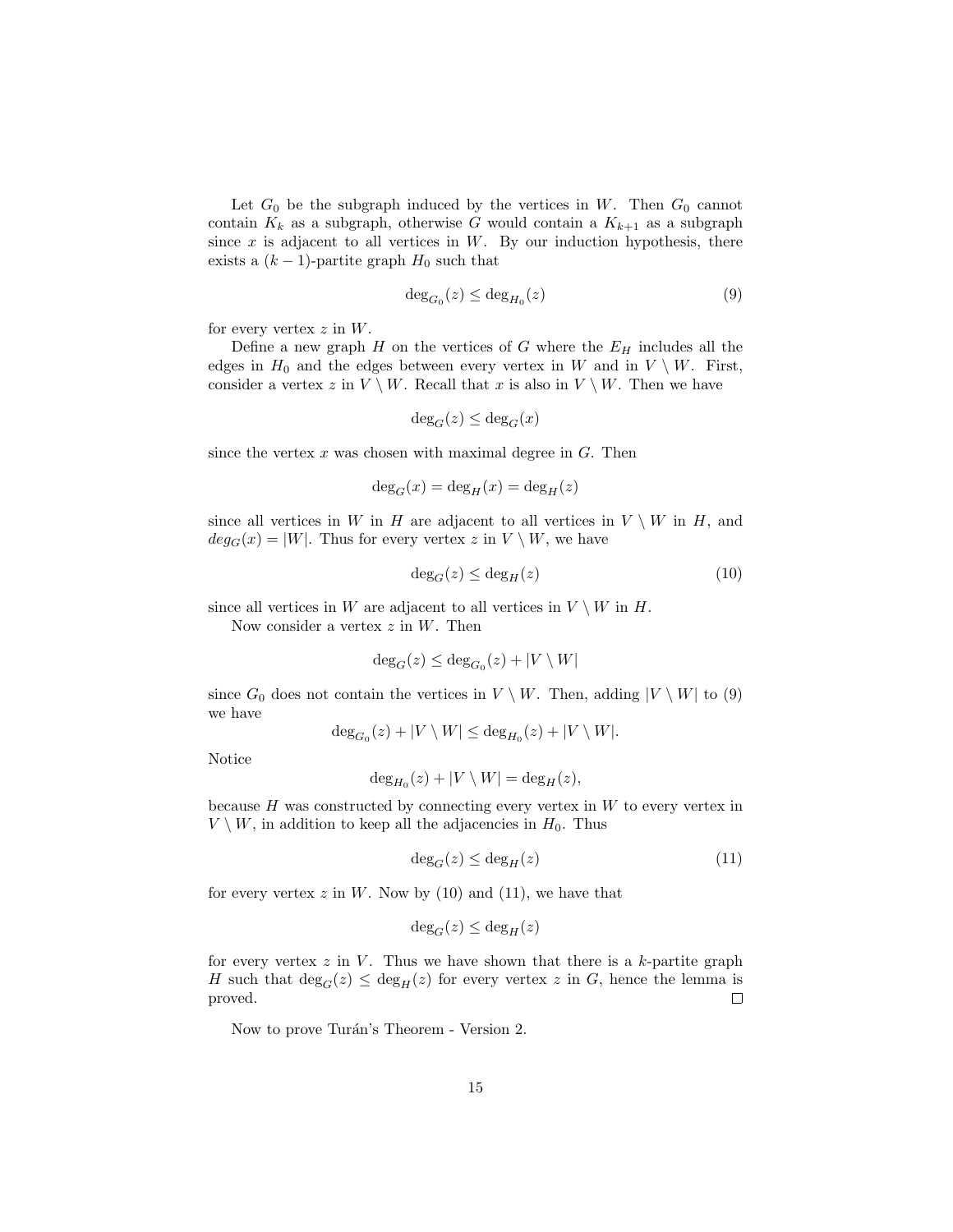Let $G_0$ be the subgraph induced by the vertices in $W$. Then $G_0$ cannot contain $K_k$ as a subgraph, otherwise $G$ would contain a $K_{k+1}$ as a subgraph since $x$ is adjacent to all vertices in $W$. By our induction hypothesis, there exists a $(k-1)$-partite graph $H_0$ such that

$$\deg_{G_0}(z) \leq \deg_{H_0}(z) \tag{9}$$

for every vertex $z$ in $W$.

Define a new graph $H$ on the vertices of $G$ where the $E_H$ includes all the edges in $H_0$ and the edges between every vertex in $W$ and in $V \setminus W$. First, consider a vertex $z$ in $V \setminus W$. Recall that $x$ is also in $V \setminus W$. Then we have

$$\deg_G(z) \leq \deg_G(x)$$

since the vertex $x$ was chosen with maximal degree in $G$. Then

$$\deg_G(x) = \deg_H(x) = \deg_H(z)$$

since all vertices in $W$ in $H$ are adjacent to all vertices in $V \setminus W$ in $H$, and $deg_G(x) = |W|$. Thus for every vertex $z$ in $V \setminus W$, we have

$$\deg_G(z) \leq \deg_H(z) \tag{10}$$

since all vertices in $W$ are adjacent to all vertices in $V \setminus W$ in $H$.

Now consider a vertex $z$ in $W$. Then

$$\deg_G(z) \leq \deg_{G_0}(z) + |V \setminus W|$$

since $G_0$ does not contain the vertices in $V \setminus W$. Then, adding $|V \setminus W|$ to (9) we have

$$\deg_{G_0}(z) + |V \setminus W| \leq \deg_{H_0}(z) + |V \setminus W|.$$

Notice

$$\deg_{H_0}(z) + |V \setminus W| = \deg_H(z),$$

because $H$ was constructed by connecting every vertex in $W$ to every vertex in $V \setminus W$, in addition to keep all the adjacencies in $H_0$. Thus

$$\deg_G(z) \leq \deg_H(z) \tag{11}$$

for every vertex $z$ in $W$. Now by (10) and (11), we have that

$$\deg_G(z) \leq \deg_H(z)$$

for every vertex $z$ in $V$. Thus we have shown that there is a $k$-partite graph $H$ such that $\deg_G(z) \leq \deg_H(z)$ for every vertex $z$ in $G$, hence the lemma is proved. □

Now to prove Turán's Theorem - Version 2.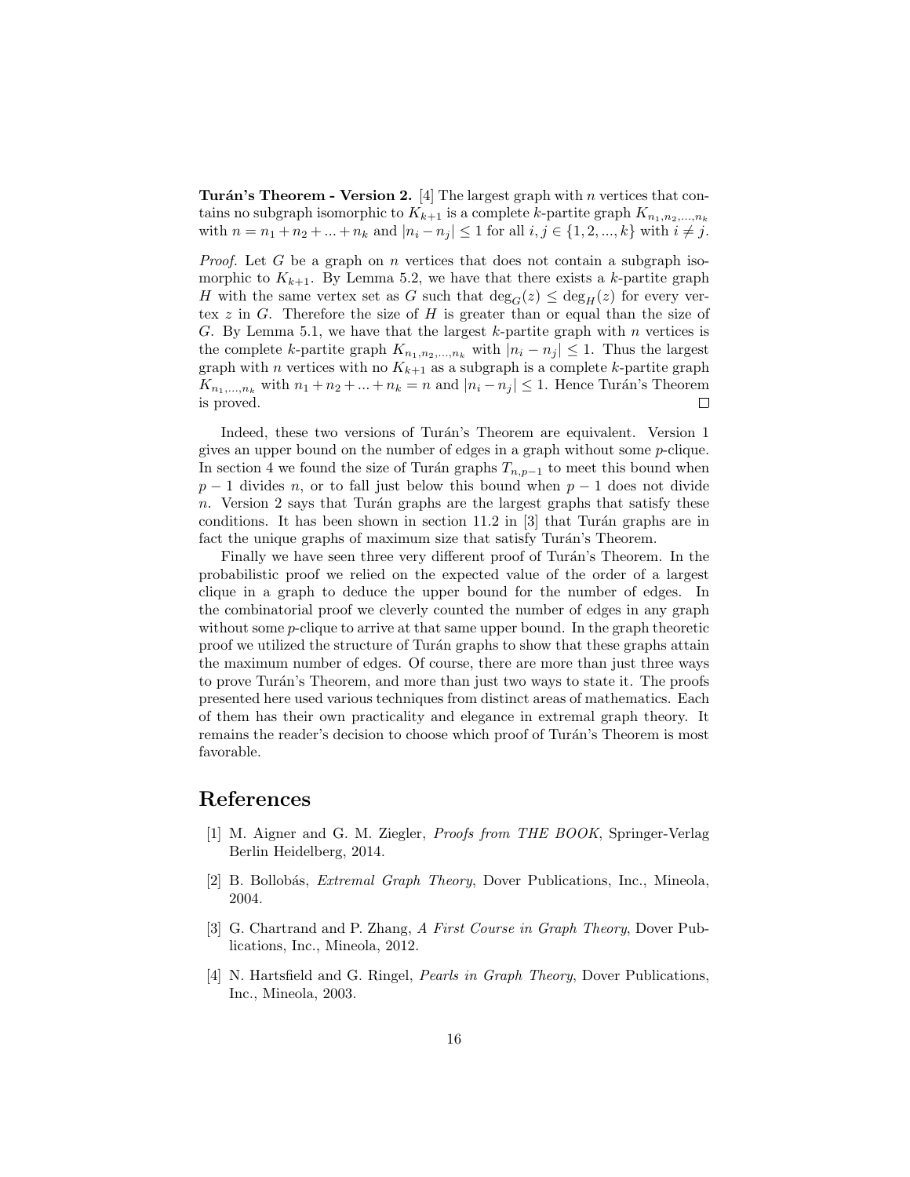**Turán's Theorem - Version 2.** [4] The largest graph with $n$ vertices that contains no subgraph isomorphic to $K_{k+1}$ is a complete $k$-partite graph $K_{n_1,n_2,...,n_k}$ with $n = n_1 + n_2 + ... + n_k$ and $|n_i - n_j| \leq 1$ for all $i, j \in \{1, 2, ..., k\}$ with $i \neq j$.

*Proof.* Let $G$ be a graph on $n$ vertices that does not contain a subgraph isomorphic to $K_{k+1}$. By Lemma 5.2, we have that there exists a $k$-partite graph $H$ with the same vertex set as $G$ such that $\deg_G(z) \leq \deg_H(z)$ for every vertex $z$ in $G$. Therefore the size of $H$ is greater than or equal than the size of $G$. By Lemma 5.1, we have that the largest $k$-partite graph with $n$ vertices is the complete $k$-partite graph $K_{n_1,n_2,...,n_k}$ with $|n_i - n_j| \leq 1$. Thus the largest graph with $n$ vertices with no $K_{k+1}$ as a subgraph is a complete $k$-partite graph $K_{n_1,...,n_k}$ with $n_1 + n_2 + ... + n_k = n$ and $|n_i - n_j| \leq 1$. Hence Turán's Theorem is proved. $\square$

Indeed, these two versions of Turán's Theorem are equivalent. Version 1 gives an upper bound on the number of edges in a graph without some $p$-clique. In section 4 we found the size of Turán graphs $T_{n,p-1}$ to meet this bound when $p-1$ divides $n$, or to fall just below this bound when $p-1$ does not divide $n$. Version 2 says that Turán graphs are the largest graphs that satisfy these conditions. It has been shown in section 11.2 in [3] that Turán graphs are in fact the unique graphs of maximum size that satisfy Turán's Theorem.

Finally we have seen three very different proof of Turán's Theorem. In the probabilistic proof we relied on the expected value of the order of a largest clique in a graph to deduce the upper bound for the number of edges. In the combinatorial proof we cleverly counted the number of edges in any graph without some $p$-clique to arrive at that same upper bound. In the graph theoretic proof we utilized the structure of Turán graphs to show that these graphs attain the maximum number of edges. Of course, there are more than just three ways to prove Turán's Theorem, and more than just two ways to state it. The proofs presented here used various techniques from distinct areas of mathematics. Each of them has their own practicality and elegance in extremal graph theory. It remains the reader's decision to choose which proof of Turán's Theorem is most favorable.

## References

[1] M. Aigner and G. M. Ziegler, *Proofs from THE BOOK*, Springer-Verlag Berlin Heidelberg, 2014.

[2] B. Bollobás, *Extremal Graph Theory*, Dover Publications, Inc., Mineola, 2004.

[3] G. Chartrand and P. Zhang, *A First Course in Graph Theory*, Dover Publications, Inc., Mineola, 2012.

[4] N. Hartsfield and G. Ringel, *Pearls in Graph Theory*, Dover Publications, Inc., Mineola, 2003.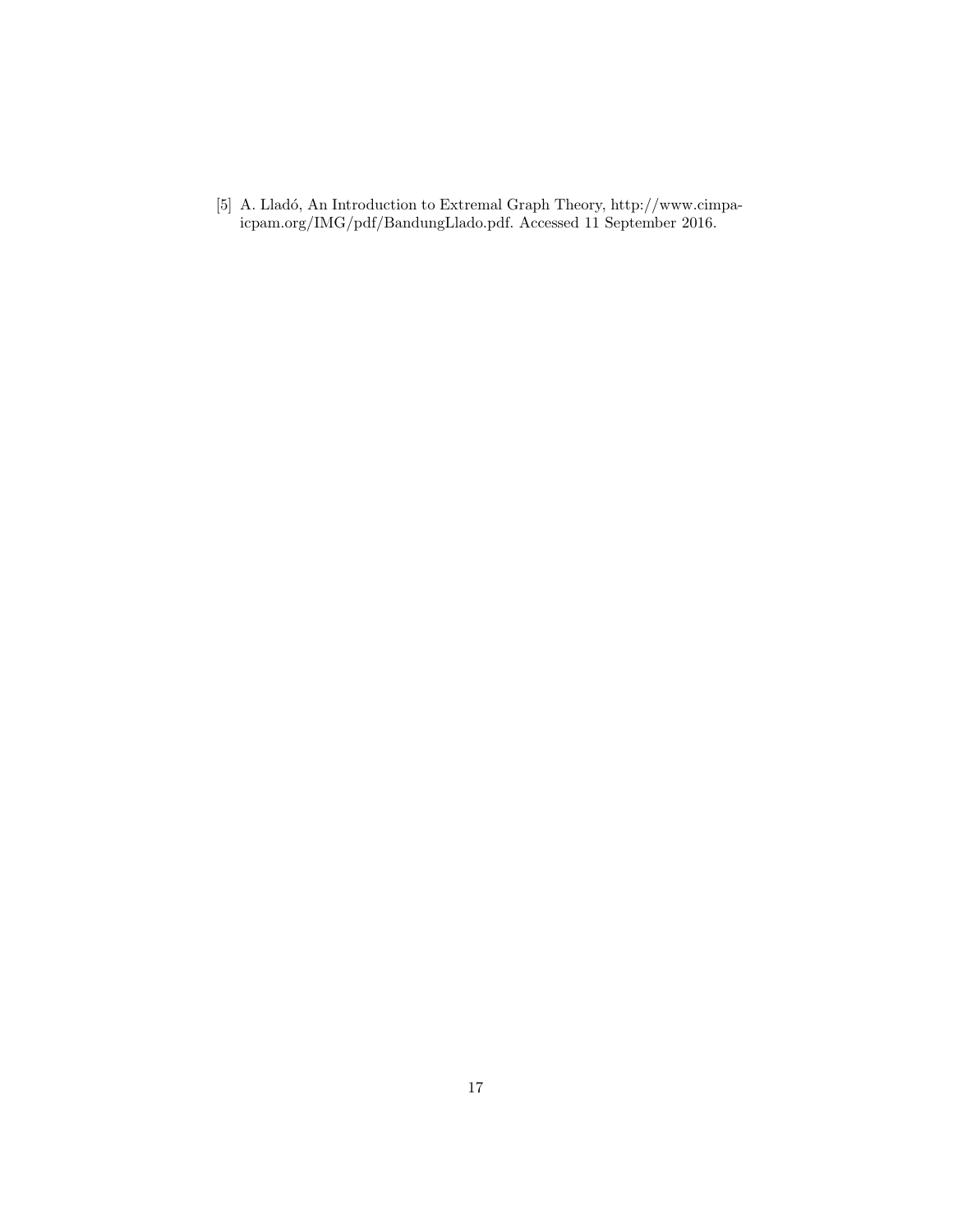[5] A. Lladó, An Introduction to Extremal Graph Theory, http://www.cimpa-icpam.org/IMG/pdf/BandungLlado.pdf. Accessed 11 September 2016.